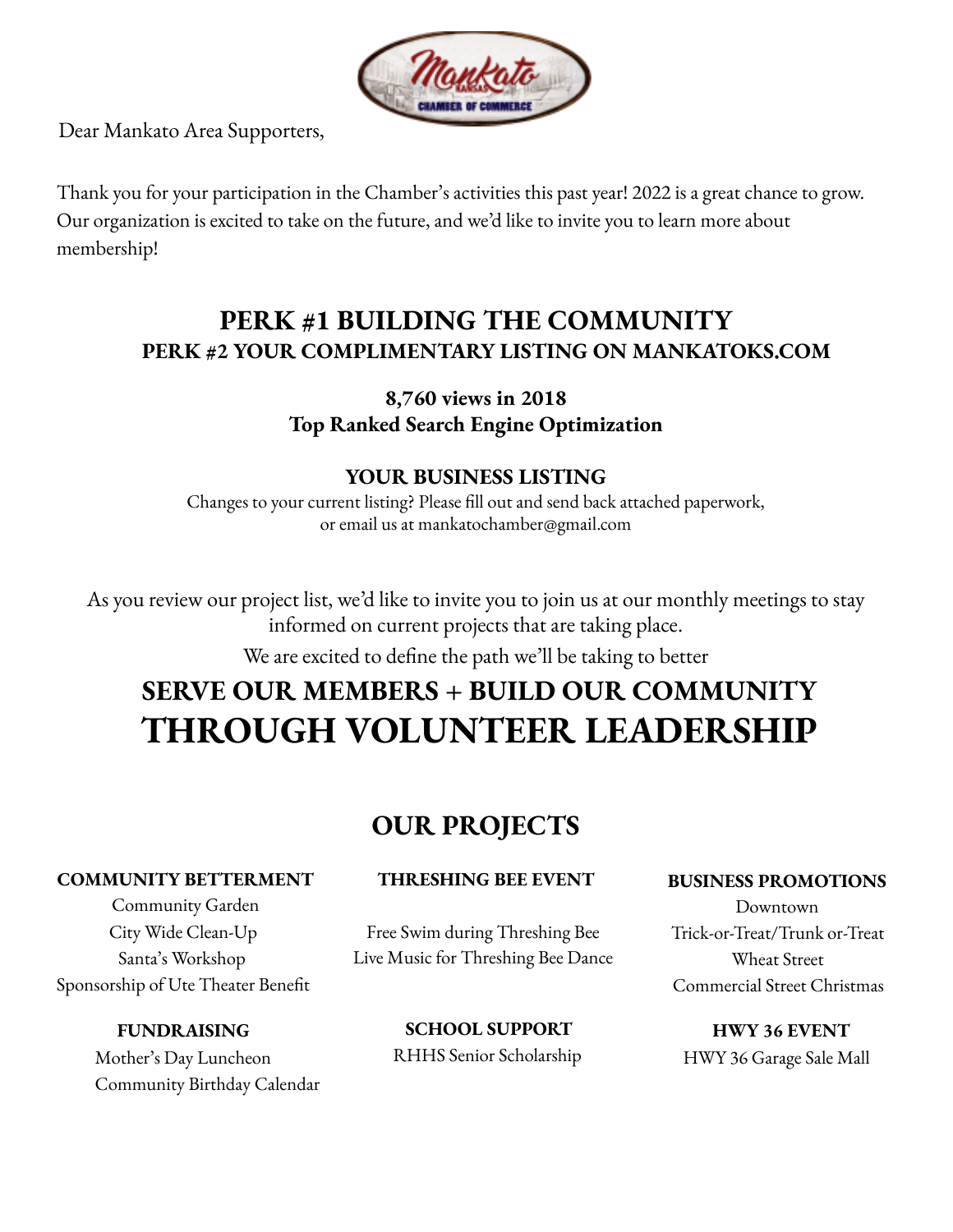Dear Mankato Area Supporters,

Thank you for your participation in the Chamber's activities this past year! 2022 is a great chance to grow. Our organization is excited to take on the future, and we'd like to invite you to learn more about membership!

## PERK #1 BUILDING THE COMMUNITY

### PERK #2 YOUR COMPLIMENTARY LISTING ON MANKATOKS.COM

**8,760 views in 2018**
**Top Ranked Search Engine Optimization**

### YOUR BUSINESS LISTING

Changes to your current listing? Please fill out and send back attached paperwork, or email us at mankatochamber@gmail.com

As you review our project list, we'd like to invite you to join us at our monthly meetings to stay informed on current projects that are taking place.

We are excited to define the path we'll be taking to better

## SERVE OUR MEMBERS + BUILD OUR COMMUNITY

# THROUGH VOLUNTEER LEADERSHIP

## OUR PROJECTS

### COMMUNITY BETTERMENT

Community Garden
City Wide Clean-Up
Santa's Workshop
Sponsorship of Ute Theater Benefit

### FUNDRAISING

Mother's Day Luncheon
Community Birthday Calendar

### THRESHING BEE EVENT

Free Swim during Threshing Bee
Live Music for Threshing Bee Dance

### SCHOOL SUPPORT

RHHS Senior Scholarship

### BUSINESS PROMOTIONS

Downtown
Trick-or-Treat/Trunk or-Treat
Wheat Street
Commercial Street Christmas

### HWY 36 EVENT

HWY 36 Garage Sale Mall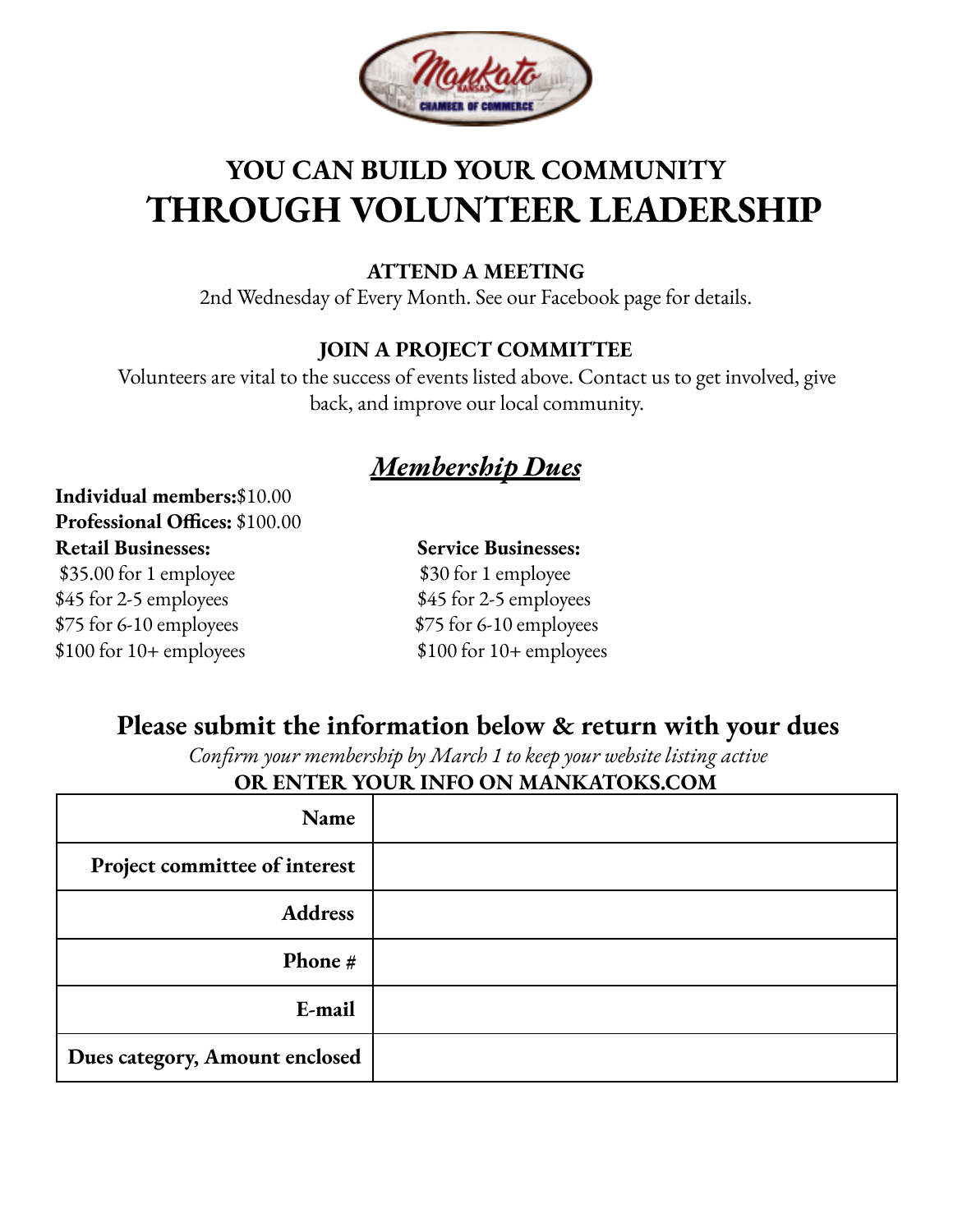# YOU CAN BUILD YOUR COMMUNITY
# THROUGH VOLUNTEER LEADERSHIP

**ATTEND A MEETING**

2nd Wednesday of Every Month. See our Facebook page for details.

**JOIN A PROJECT COMMITTEE**

Volunteers are vital to the success of events listed above. Contact us to get involved, give back, and improve our local community.

## ***Membership Dues***

**Individual members:**$10.00
**Professional Offices:** $100.00

**Retail Businesses:**
$35.00 for 1 employee
$45 for 2-5 employees
$75 for 6-10 employees
$100 for 10+ employees

**Service Businesses:**
$30 for 1 employee
$45 for 2-5 employees
$75 for 6-10 employees
$100 for 10+ employees

## Please submit the information below & return with your dues

*Confirm your membership by March 1 to keep your website listing active*

**OR ENTER YOUR INFO ON MANKATOKS.COM**

| | |
|---|---|
| **Name** | |
| **Project committee of interest** | |
| **Address** | |
| **Phone #** | |
| **E-mail** | |
| **Dues category, Amount enclosed** | |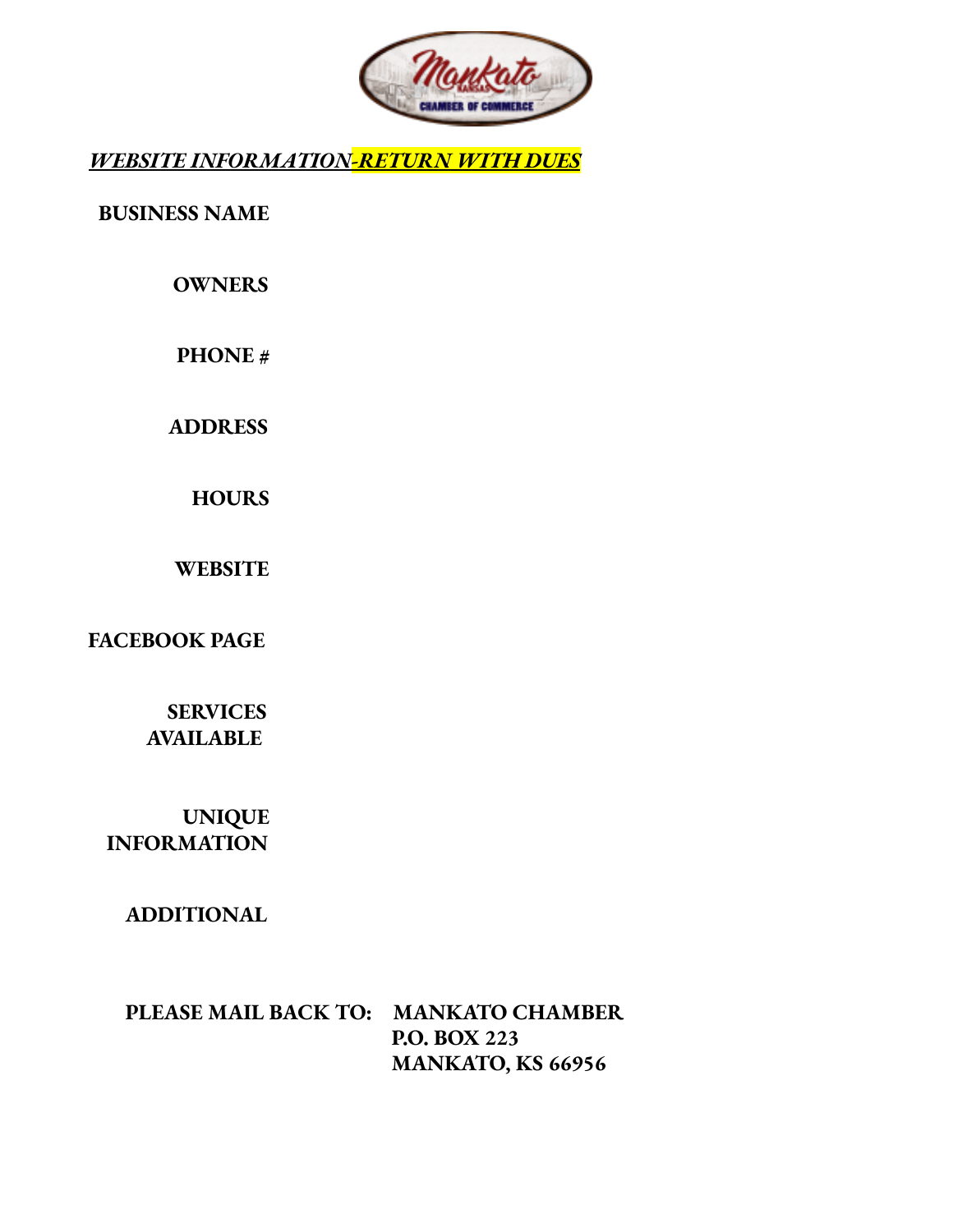***WEBSITE INFORMATION-RETURN WITH DUES***

**BUSINESS NAME**

**OWNERS**

**PHONE #**

**ADDRESS**

**HOURS**

**WEBSITE**

**FACEBOOK PAGE**

**SERVICES AVAILABLE**

**UNIQUE INFORMATION**

**ADDITIONAL**

**PLEASE MAIL BACK TO: MANKATO CHAMBER**
**P.O. BOX 223**
**MANKATO, KS 66956**